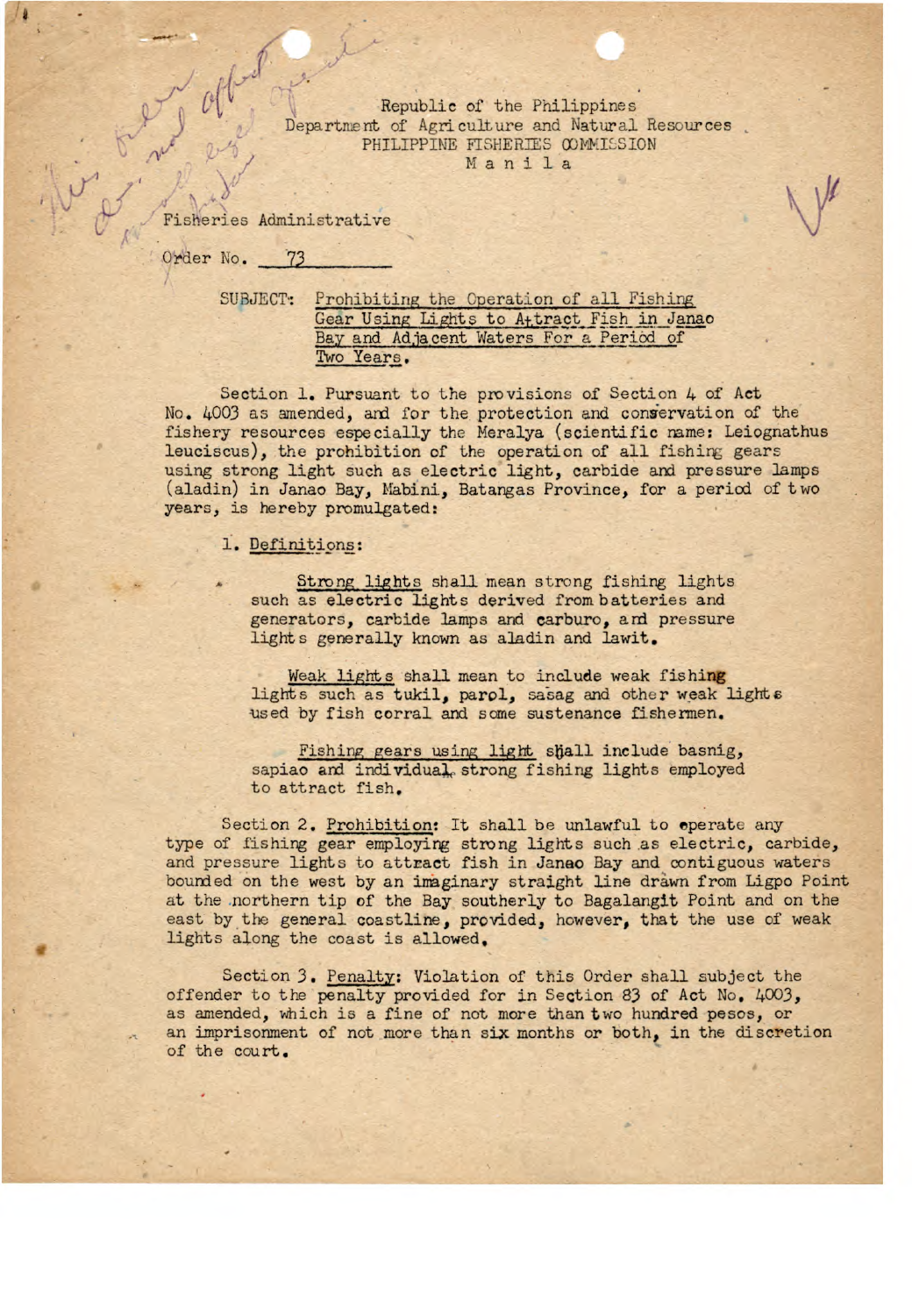Republic of the Philippines
Department of Agriculture and Natural Resources
PHILIPPINE FISHERIES COMMISSION
M a n i l a

Fisheries Administrative

Order No. 73

SUBJECT: Prohibiting the Operation of all Fishing Gear Using Lights to Attract Fish in Janao Bay and Adjacent Waters For a Period of Two Years.

Section 1. Pursuant to the provisions of Section 4 of Act No. 4003 as amended, and for the protection and conservation of the fishery resources especially the Meralya (scientific name: Leiognathus leuciscus), the prohibition of the operation of all fishing gears using strong light such as electric light, carbide and pressure lamps (aladin) in Janao Bay, Mabini, Batangas Province, for a period of two years, is hereby promulgated:

1. Definitions:

   Strong lights shall mean strong fishing lights such as electric lights derived from batteries and generators, carbide lamps and carburo, and pressure lights generally known as aladin and lawit.

   Weak lights shall mean to include weak fishing lights such as tukil, parol, sasag and other weak lights used by fish corral and some sustenance fishermen.

   Fishing gears using light shall include basnig, sapiao and individual strong fishing lights employed to attract fish.

Section 2. Prohibition: It shall be unlawful to operate any type of fishing gear employing strong lights such as electric, carbide, and pressure lights to attract fish in Janao Bay and contiguous waters bounded on the west by an imaginary straight line drawn from Ligpo Point at the northern tip of the Bay southerly to Bagalangit Point and on the east by the general coastline, provided, however, that the use of weak lights along the coast is allowed.

Section 3. Penalty: Violation of this Order shall subject the offender to the penalty provided for in Section 83 of Act No. 4003, as amended, which is a fine of not more than two hundred pesos, or an imprisonment of not more than six months or both, in the discretion of the court.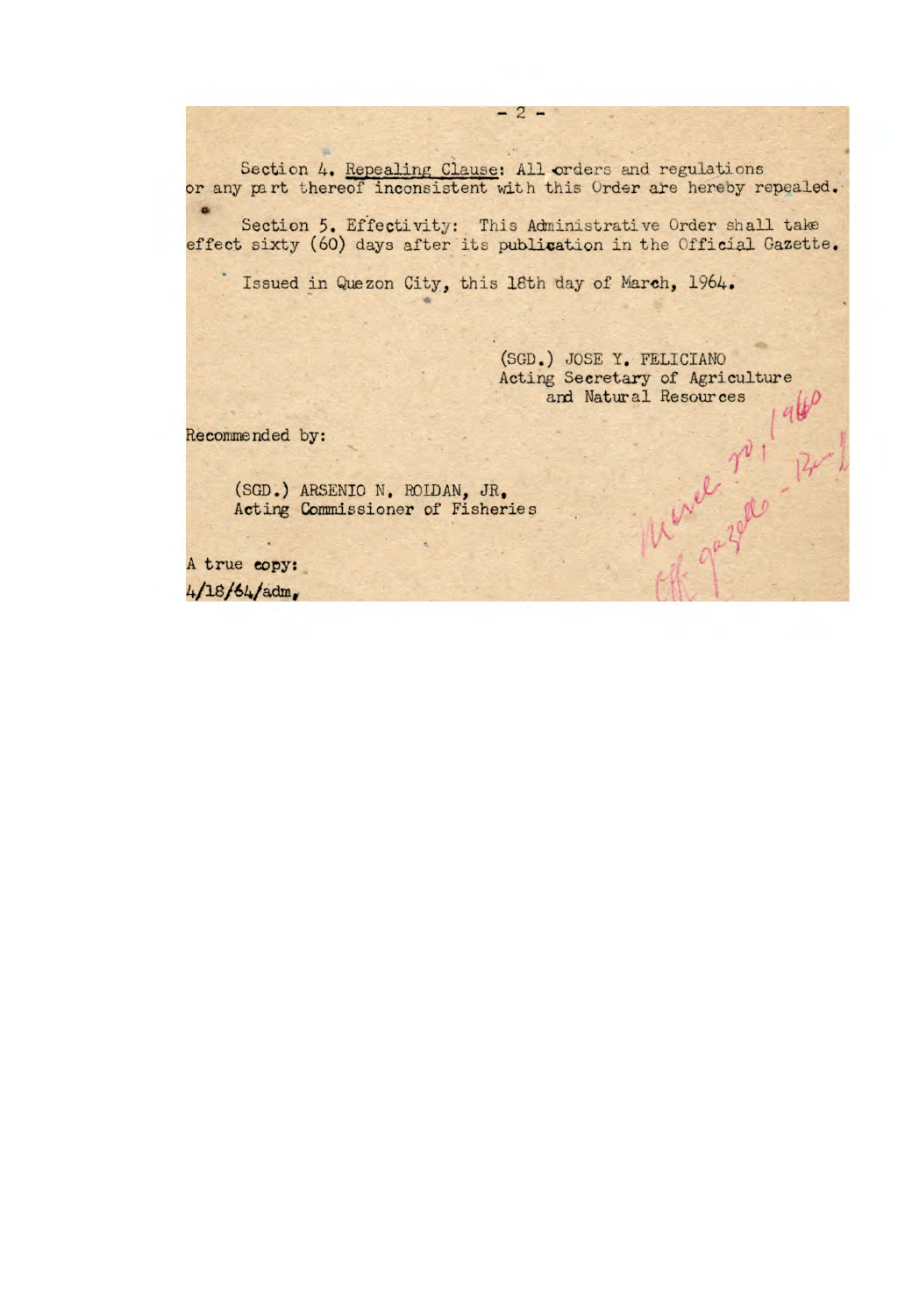Section 4. Repealing Clause: All orders and regulations or any part thereof inconsistent with this Order are hereby repealed.

Section 5. Effectivity: This Administrative Order shall take effect sixty (60) days after its publication in the Official Gazette.

Issued in Quezon City, this 18th day of March, 1964.

(SGD.) JOSE Y. FELICIANO
Acting Secretary of Agriculture
and Natural Resources

Recommended by:

(SGD.) ARSENIO N. ROIDAN, JR.
Acting Commissioner of Fisheries

A true copy:
4/18/64/adm.